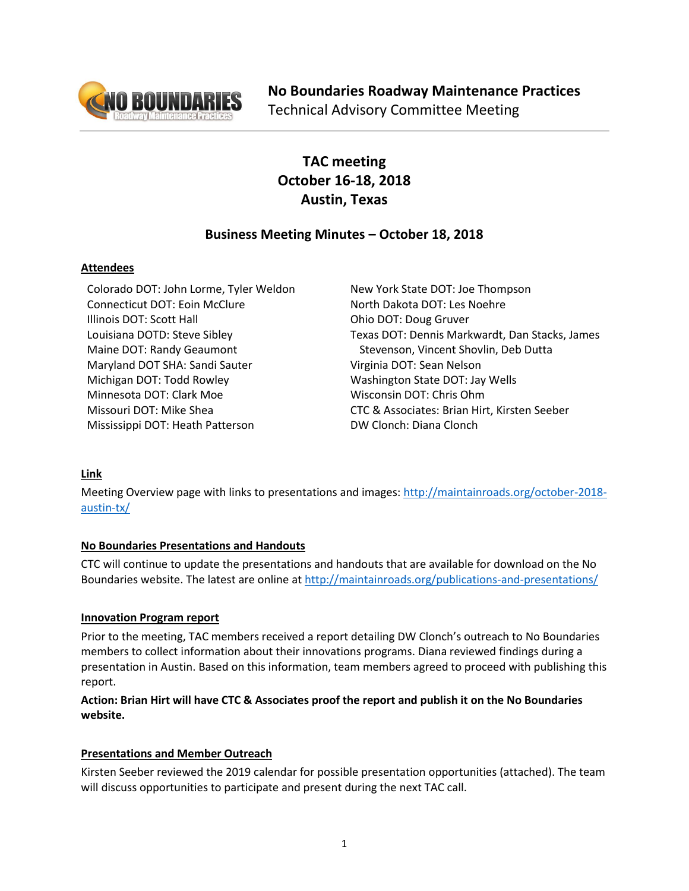**No Boundaries Roadway Maintenance Practices**
Technical Advisory Committee Meeting

# TAC meeting
# October 16-18, 2018
# Austin, Texas

## Business Meeting Minutes – October 18, 2018

### Attendees

Colorado DOT: John Lorme, Tyler Weldon
Connecticut DOT: Eoin McClure
Illinois DOT: Scott Hall
Louisiana DOTD: Steve Sibley
Maine DOT: Randy Geaumont
Maryland DOT SHA: Sandi Sauter
Michigan DOT: Todd Rowley
Minnesota DOT: Clark Moe
Missouri DOT: Mike Shea
Mississippi DOT: Heath Patterson
New York State DOT: Joe Thompson
North Dakota DOT: Les Noehre
Ohio DOT: Doug Gruver
Texas DOT: Dennis Markwardt, Dan Stacks, James Stevenson, Vincent Shovlin, Deb Dutta
Virginia DOT: Sean Nelson
Washington State DOT: Jay Wells
Wisconsin DOT: Chris Ohm
CTC & Associates: Brian Hirt, Kirsten Seeber
DW Clonch: Diana Clonch

### Link

Meeting Overview page with links to presentations and images: http://maintainroads.org/october-2018-austin-tx/

### No Boundaries Presentations and Handouts

CTC will continue to update the presentations and handouts that are available for download on the No Boundaries website. The latest are online at http://maintainroads.org/publications-and-presentations/

### Innovation Program report

Prior to the meeting, TAC members received a report detailing DW Clonch's outreach to No Boundaries members to collect information about their innovations programs. Diana reviewed findings during a presentation in Austin. Based on this information, team members agreed to proceed with publishing this report.

**Action: Brian Hirt will have CTC & Associates proof the report and publish it on the No Boundaries website.**

### Presentations and Member Outreach

Kirsten Seeber reviewed the 2019 calendar for possible presentation opportunities (attached). The team will discuss opportunities to participate and present during the next TAC call.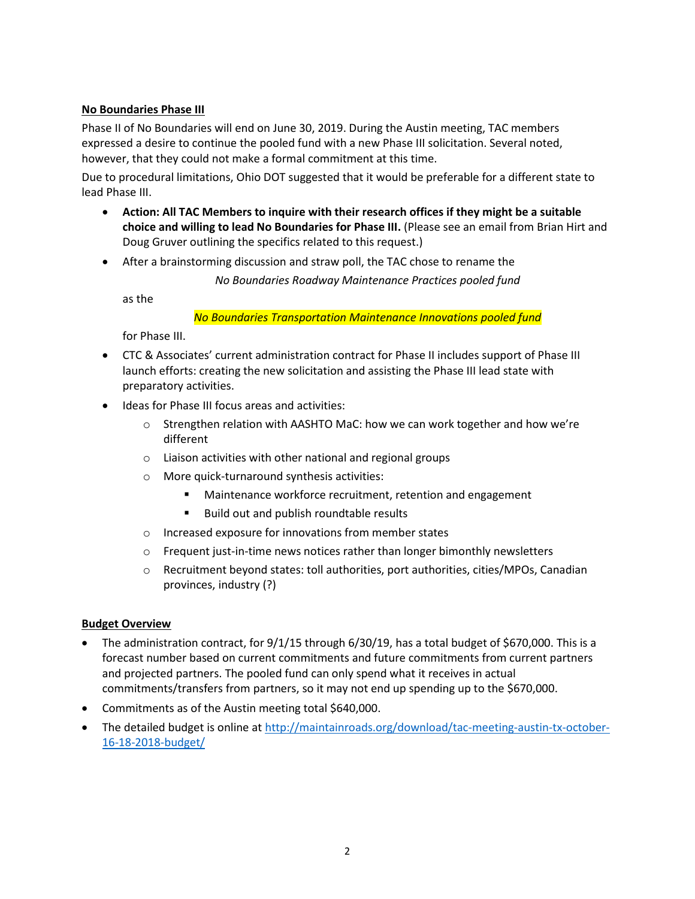**No Boundaries Phase III**

Phase II of No Boundaries will end on June 30, 2019. During the Austin meeting, TAC members expressed a desire to continue the pooled fund with a new Phase III solicitation. Several noted, however, that they could not make a formal commitment at this time.

Due to procedural limitations, Ohio DOT suggested that it would be preferable for a different state to lead Phase III.

- **Action: All TAC Members to inquire with their research offices if they might be a suitable choice and willing to lead No Boundaries for Phase III.** (Please see an email from Brian Hirt and Doug Gruver outlining the specifics related to this request.)
- After a brainstorming discussion and straw poll, the TAC chose to rename the

  *No Boundaries Roadway Maintenance Practices pooled fund*

  as the

  *No Boundaries Transportation Maintenance Innovations pooled fund*

  for Phase III.
- CTC & Associates' current administration contract for Phase II includes support of Phase III launch efforts: creating the new solicitation and assisting the Phase III lead state with preparatory activities.
- Ideas for Phase III focus areas and activities:
  - Strengthen relation with AASHTO MaC: how we can work together and how we're different
  - Liaison activities with other national and regional groups
  - More quick-turnaround synthesis activities:
    - Maintenance workforce recruitment, retention and engagement
    - Build out and publish roundtable results
  - Increased exposure for innovations from member states
  - Frequent just-in-time news notices rather than longer bimonthly newsletters
  - Recruitment beyond states: toll authorities, port authorities, cities/MPOs, Canadian provinces, industry (?)

**Budget Overview**

- The administration contract, for 9/1/15 through 6/30/19, has a total budget of $670,000. This is a forecast number based on current commitments and future commitments from current partners and projected partners. The pooled fund can only spend what it receives in actual commitments/transfers from partners, so it may not end up spending up to the $670,000.
- Commitments as of the Austin meeting total $640,000.
- The detailed budget is online at http://maintainroads.org/download/tac-meeting-austin-tx-october-16-18-2018-budget/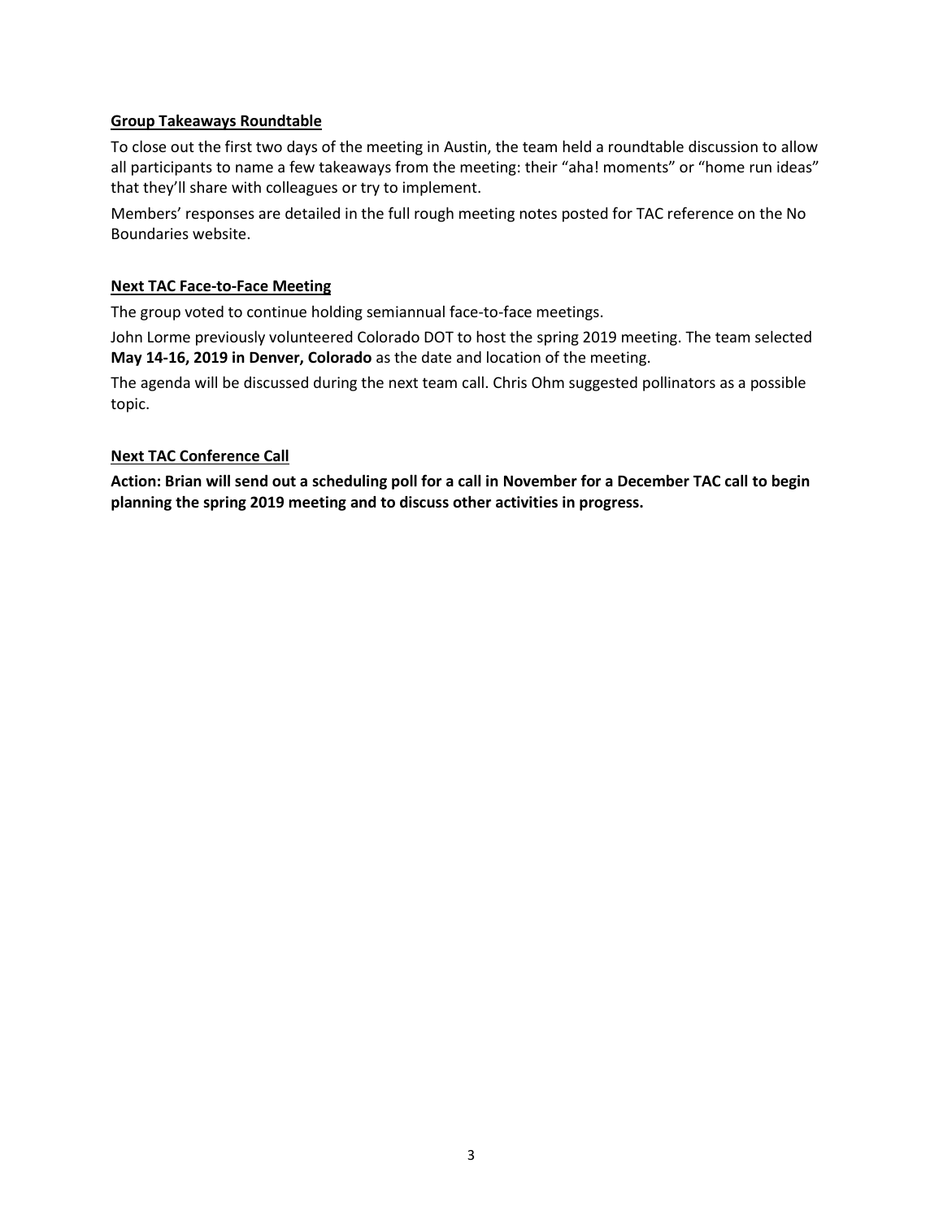**Group Takeaways Roundtable**

To close out the first two days of the meeting in Austin, the team held a roundtable discussion to allow all participants to name a few takeaways from the meeting: their "aha! moments" or "home run ideas" that they'll share with colleagues or try to implement.

Members' responses are detailed in the full rough meeting notes posted for TAC reference on the No Boundaries website.

**Next TAC Face-to-Face Meeting**

The group voted to continue holding semiannual face-to-face meetings.

John Lorme previously volunteered Colorado DOT to host the spring 2019 meeting. The team selected **May 14-16, 2019 in Denver, Colorado** as the date and location of the meeting.

The agenda will be discussed during the next team call. Chris Ohm suggested pollinators as a possible topic.

**Next TAC Conference Call**

**Action: Brian will send out a scheduling poll for a call in November for a December TAC call to begin planning the spring 2019 meeting and to discuss other activities in progress.**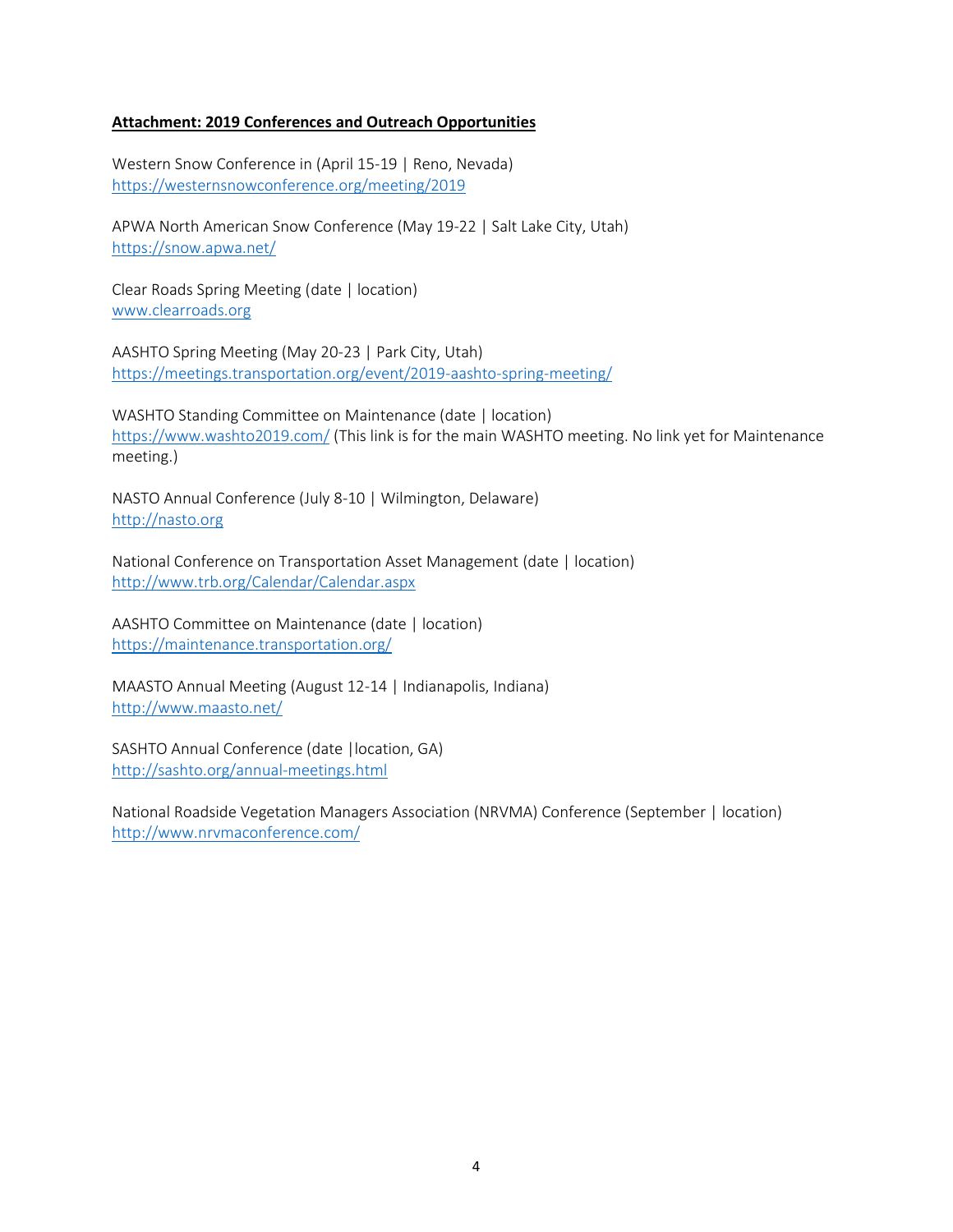**Attachment: 2019 Conferences and Outreach Opportunities**

Western Snow Conference in (April 15-19 | Reno, Nevada)
https://westernsnowconference.org/meeting/2019

APWA North American Snow Conference (May 19-22 | Salt Lake City, Utah)
https://snow.apwa.net/

Clear Roads Spring Meeting (date | location)
www.clearroads.org

AASHTO Spring Meeting (May 20-23 | Park City, Utah)
https://meetings.transportation.org/event/2019-aashto-spring-meeting/

WASHTO Standing Committee on Maintenance (date | location)
https://www.washto2019.com/ (This link is for the main WASHTO meeting. No link yet for Maintenance meeting.)

NASTO Annual Conference (July 8-10 | Wilmington, Delaware)
http://nasto.org

National Conference on Transportation Asset Management (date | location)
http://www.trb.org/Calendar/Calendar.aspx

AASHTO Committee on Maintenance (date | location)
https://maintenance.transportation.org/

MAASTO Annual Meeting (August 12-14 | Indianapolis, Indiana)
http://www.maasto.net/

SASHTO Annual Conference (date |location, GA)
http://sashto.org/annual-meetings.html

National Roadside Vegetation Managers Association (NRVMA) Conference (September | location)
http://www.nrvmaconference.com/